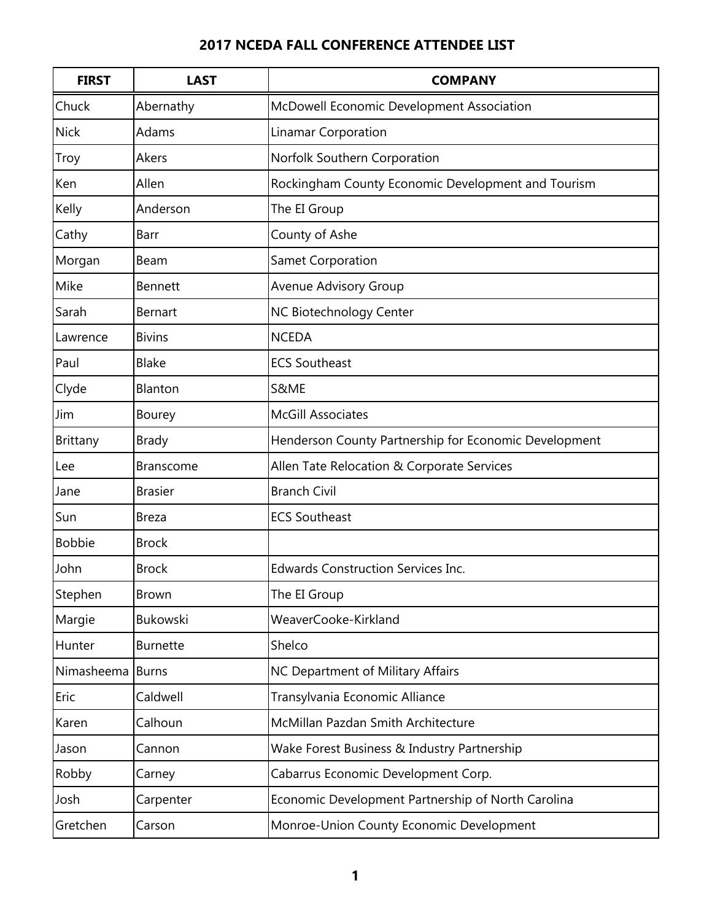# 2017 NCEDA FALL CONFERENCE ATTENDEE LIST

| FIRST | LAST | COMPANY |
|---|---|---|
| Chuck | Abernathy | McDowell Economic Development Association |
| Nick | Adams | Linamar Corporation |
| Troy | Akers | Norfolk Southern Corporation |
| Ken | Allen | Rockingham County Economic Development and Tourism |
| Kelly | Anderson | The EI Group |
| Cathy | Barr | County of Ashe |
| Morgan | Beam | Samet Corporation |
| Mike | Bennett | Avenue Advisory Group |
| Sarah | Bernart | NC Biotechnology Center |
| Lawrence | Bivins | NCEDA |
| Paul | Blake | ECS Southeast |
| Clyde | Blanton | S&ME |
| Jim | Bourey | McGill Associates |
| Brittany | Brady | Henderson County Partnership for Economic Development |
| Lee | Branscome | Allen Tate Relocation & Corporate Services |
| Jane | Brasier | Branch Civil |
| Sun | Breza | ECS Southeast |
| Bobbie | Brock | |
| John | Brock | Edwards Construction Services Inc. |
| Stephen | Brown | The EI Group |
| Margie | Bukowski | WeaverCooke-Kirkland |
| Hunter | Burnette | Shelco |
| Nimasheema | Burns | NC Department of Military Affairs |
| Eric | Caldwell | Transylvania Economic Alliance |
| Karen | Calhoun | McMillan Pazdan Smith Architecture |
| Jason | Cannon | Wake Forest Business & Industry Partnership |
| Robby | Carney | Cabarrus Economic Development Corp. |
| Josh | Carpenter | Economic Development Partnership of North Carolina |
| Gretchen | Carson | Monroe-Union County Economic Development |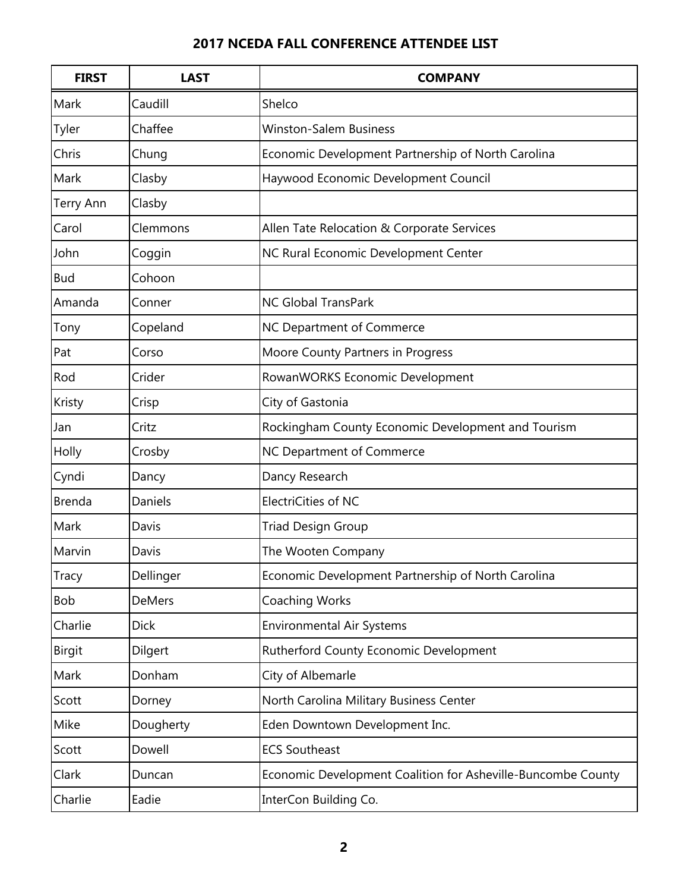## 2017 NCEDA FALL CONFERENCE ATTENDEE LIST

| FIRST | LAST | COMPANY |
|---|---|---|
| Mark | Caudill | Shelco |
| Tyler | Chaffee | Winston-Salem Business |
| Chris | Chung | Economic Development Partnership of North Carolina |
| Mark | Clasby | Haywood Economic Development Council |
| Terry Ann | Clasby | |
| Carol | Clemmons | Allen Tate Relocation & Corporate Services |
| John | Coggin | NC Rural Economic Development Center |
| Bud | Cohoon | |
| Amanda | Conner | NC Global TransPark |
| Tony | Copeland | NC Department of Commerce |
| Pat | Corso | Moore County Partners in Progress |
| Rod | Crider | RowanWORKS Economic Development |
| Kristy | Crisp | City of Gastonia |
| Jan | Critz | Rockingham County Economic Development and Tourism |
| Holly | Crosby | NC Department of Commerce |
| Cyndi | Dancy | Dancy Research |
| Brenda | Daniels | ElectriCities of NC |
| Mark | Davis | Triad Design Group |
| Marvin | Davis | The Wooten Company |
| Tracy | Dellinger | Economic Development Partnership of North Carolina |
| Bob | DeMers | Coaching Works |
| Charlie | Dick | Environmental Air Systems |
| Birgit | Dilgert | Rutherford County Economic Development |
| Mark | Donham | City of Albemarle |
| Scott | Dorney | North Carolina Military Business Center |
| Mike | Dougherty | Eden Downtown Development Inc. |
| Scott | Dowell | ECS Southeast |
| Clark | Duncan | Economic Development Coalition for Asheville-Buncombe County |
| Charlie | Eadie | InterCon Building Co. |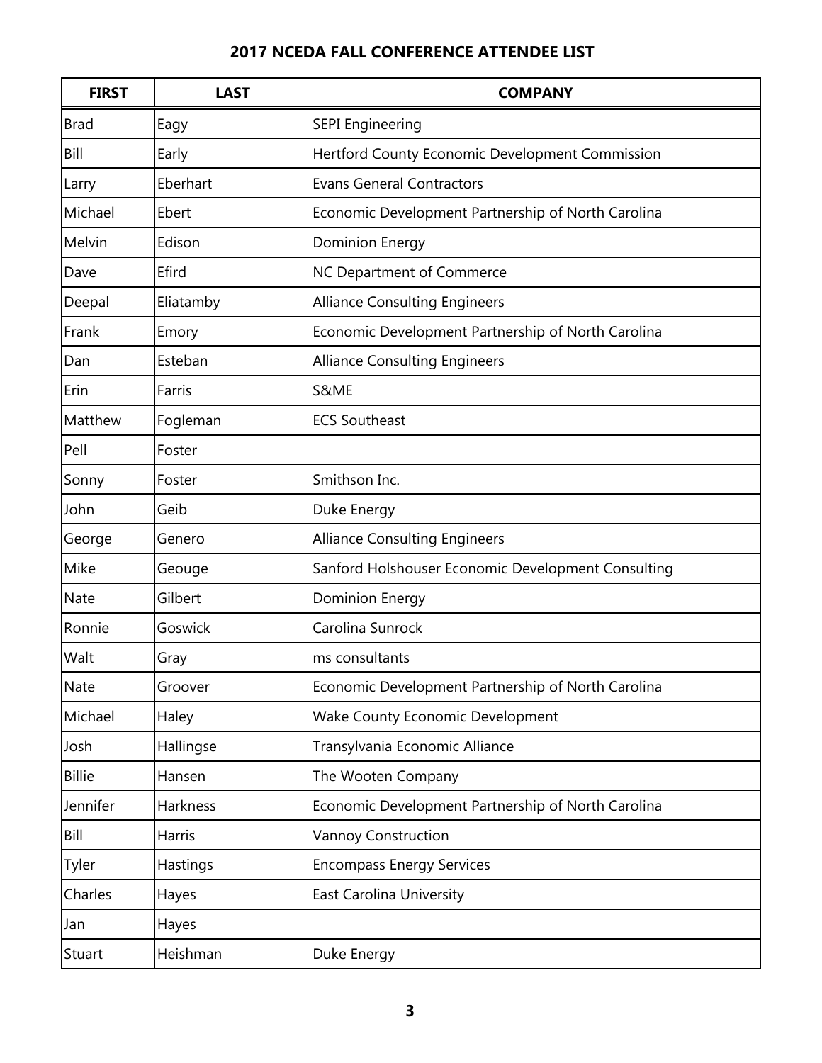## 2017 NCEDA FALL CONFERENCE ATTENDEE LIST

| FIRST | LAST | COMPANY |
|---|---|---|
| Brad | Eagy | SEPI Engineering |
| Bill | Early | Hertford County Economic Development Commission |
| Larry | Eberhart | Evans General Contractors |
| Michael | Ebert | Economic Development Partnership of North Carolina |
| Melvin | Edison | Dominion Energy |
| Dave | Efird | NC Department of Commerce |
| Deepal | Eliatamby | Alliance Consulting Engineers |
| Frank | Emory | Economic Development Partnership of North Carolina |
| Dan | Esteban | Alliance Consulting Engineers |
| Erin | Farris | S&ME |
| Matthew | Fogleman | ECS Southeast |
| Pell | Foster | |
| Sonny | Foster | Smithson Inc. |
| John | Geib | Duke Energy |
| George | Genero | Alliance Consulting Engineers |
| Mike | Geouge | Sanford Holshouser Economic Development Consulting |
| Nate | Gilbert | Dominion Energy |
| Ronnie | Goswick | Carolina Sunrock |
| Walt | Gray | ms consultants |
| Nate | Groover | Economic Development Partnership of North Carolina |
| Michael | Haley | Wake County Economic Development |
| Josh | Hallingse | Transylvania Economic Alliance |
| Billie | Hansen | The Wooten Company |
| Jennifer | Harkness | Economic Development Partnership of North Carolina |
| Bill | Harris | Vannoy Construction |
| Tyler | Hastings | Encompass Energy Services |
| Charles | Hayes | East Carolina University |
| Jan | Hayes | |
| Stuart | Heishman | Duke Energy |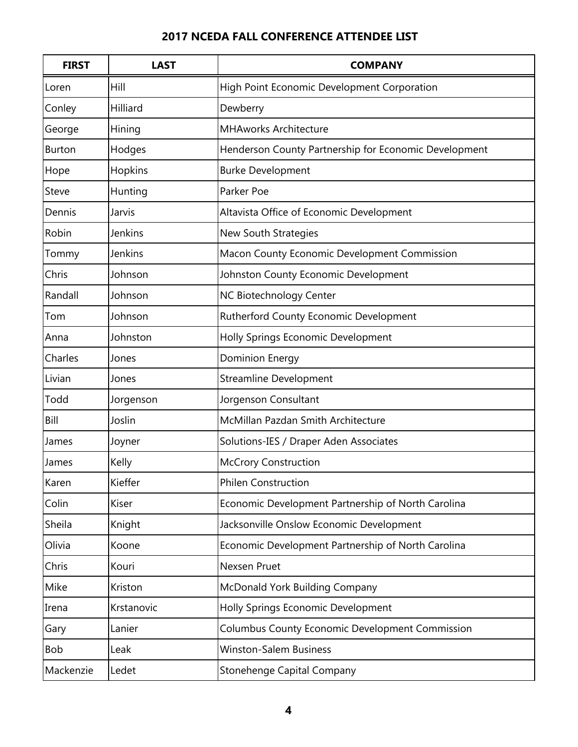## 2017 NCEDA FALL CONFERENCE ATTENDEE LIST

| FIRST | LAST | COMPANY |
|---|---|---|
| Loren | Hill | High Point Economic Development Corporation |
| Conley | Hilliard | Dewberry |
| George | Hining | MHAworks Architecture |
| Burton | Hodges | Henderson County Partnership for Economic Development |
| Hope | Hopkins | Burke Development |
| Steve | Hunting | Parker Poe |
| Dennis | Jarvis | Altavista Office of Economic Development |
| Robin | Jenkins | New South Strategies |
| Tommy | Jenkins | Macon County Economic Development Commission |
| Chris | Johnson | Johnston County Economic Development |
| Randall | Johnson | NC Biotechnology Center |
| Tom | Johnson | Rutherford County Economic Development |
| Anna | Johnston | Holly Springs Economic Development |
| Charles | Jones | Dominion Energy |
| Livian | Jones | Streamline Development |
| Todd | Jorgenson | Jorgenson Consultant |
| Bill | Joslin | McMillan Pazdan Smith Architecture |
| James | Joyner | Solutions-IES / Draper Aden Associates |
| James | Kelly | McCrory Construction |
| Karen | Kieffer | Philen Construction |
| Colin | Kiser | Economic Development Partnership of North Carolina |
| Sheila | Knight | Jacksonville Onslow Economic Development |
| Olivia | Koone | Economic Development Partnership of North Carolina |
| Chris | Kouri | Nexsen Pruet |
| Mike | Kriston | McDonald York Building Company |
| Irena | Krstanovic | Holly Springs Economic Development |
| Gary | Lanier | Columbus County Economic Development Commission |
| Bob | Leak | Winston-Salem Business |
| Mackenzie | Ledet | Stonehenge Capital Company |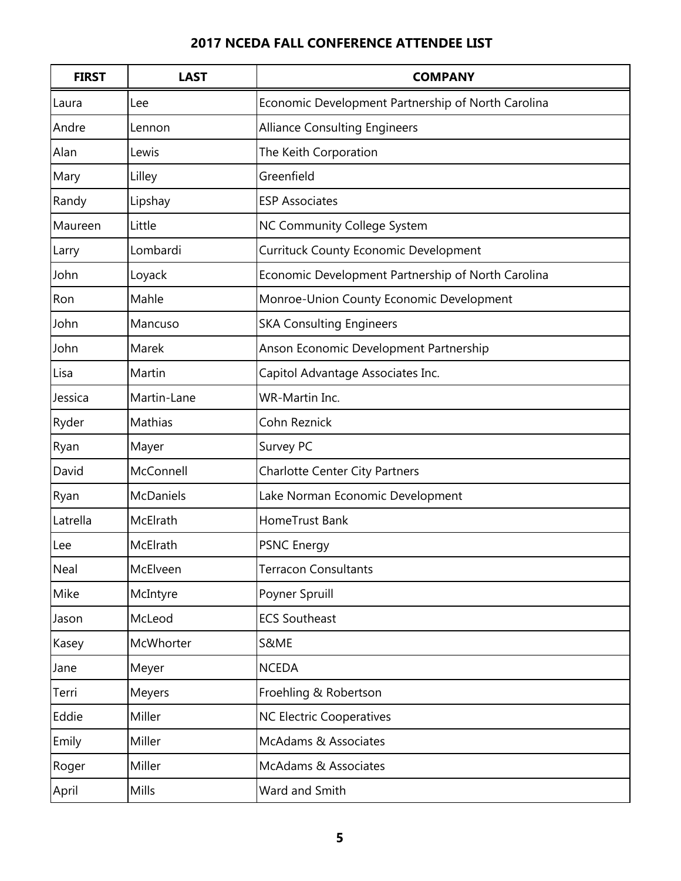## 2017 NCEDA FALL CONFERENCE ATTENDEE LIST

| FIRST | LAST | COMPANY |
|---|---|---|
| Laura | Lee | Economic Development Partnership of North Carolina |
| Andre | Lennon | Alliance Consulting Engineers |
| Alan | Lewis | The Keith Corporation |
| Mary | Lilley | Greenfield |
| Randy | Lipshay | ESP Associates |
| Maureen | Little | NC Community College System |
| Larry | Lombardi | Currituck County Economic Development |
| John | Loyack | Economic Development Partnership of North Carolina |
| Ron | Mahle | Monroe-Union County Economic Development |
| John | Mancuso | SKA Consulting Engineers |
| John | Marek | Anson Economic Development Partnership |
| Lisa | Martin | Capitol Advantage Associates Inc. |
| Jessica | Martin-Lane | WR-Martin Inc. |
| Ryder | Mathias | Cohn Reznick |
| Ryan | Mayer | Survey PC |
| David | McConnell | Charlotte Center City Partners |
| Ryan | McDaniels | Lake Norman Economic Development |
| Latrella | McElrath | HomeTrust Bank |
| Lee | McElrath | PSNC Energy |
| Neal | McElveen | Terracon Consultants |
| Mike | McIntyre | Poyner Spruill |
| Jason | McLeod | ECS Southeast |
| Kasey | McWhorter | S&ME |
| Jane | Meyer | NCEDA |
| Terri | Meyers | Froehling & Robertson |
| Eddie | Miller | NC Electric Cooperatives |
| Emily | Miller | McAdams & Associates |
| Roger | Miller | McAdams & Associates |
| April | Mills | Ward and Smith |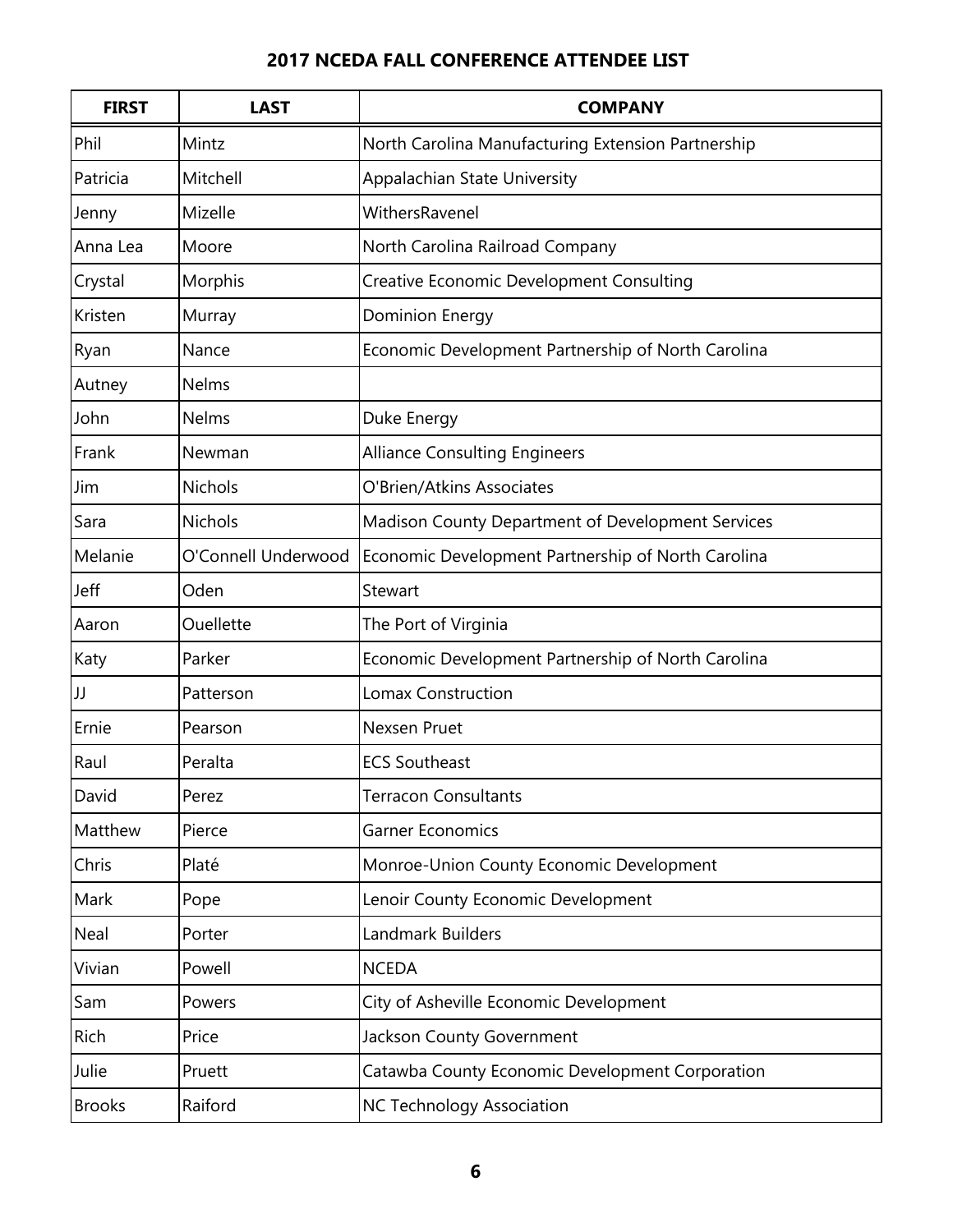## 2017 NCEDA FALL CONFERENCE ATTENDEE LIST

| FIRST | LAST | COMPANY |
|---|---|---|
| Phil | Mintz | North Carolina Manufacturing Extension Partnership |
| Patricia | Mitchell | Appalachian State University |
| Jenny | Mizelle | WithersRavenel |
| Anna Lea | Moore | North Carolina Railroad Company |
| Crystal | Morphis | Creative Economic Development Consulting |
| Kristen | Murray | Dominion Energy |
| Ryan | Nance | Economic Development Partnership of North Carolina |
| Autney | Nelms | |
| John | Nelms | Duke Energy |
| Frank | Newman | Alliance Consulting Engineers |
| Jim | Nichols | O'Brien/Atkins Associates |
| Sara | Nichols | Madison County Department of Development Services |
| Melanie | O'Connell Underwood | Economic Development Partnership of North Carolina |
| Jeff | Oden | Stewart |
| Aaron | Ouellette | The Port of Virginia |
| Katy | Parker | Economic Development Partnership of North Carolina |
| JJ | Patterson | Lomax Construction |
| Ernie | Pearson | Nexsen Pruet |
| Raul | Peralta | ECS Southeast |
| David | Perez | Terracon Consultants |
| Matthew | Pierce | Garner Economics |
| Chris | Platé | Monroe-Union County Economic Development |
| Mark | Pope | Lenoir County Economic Development |
| Neal | Porter | Landmark Builders |
| Vivian | Powell | NCEDA |
| Sam | Powers | City of Asheville Economic Development |
| Rich | Price | Jackson County Government |
| Julie | Pruett | Catawba County Economic Development Corporation |
| Brooks | Raiford | NC Technology Association |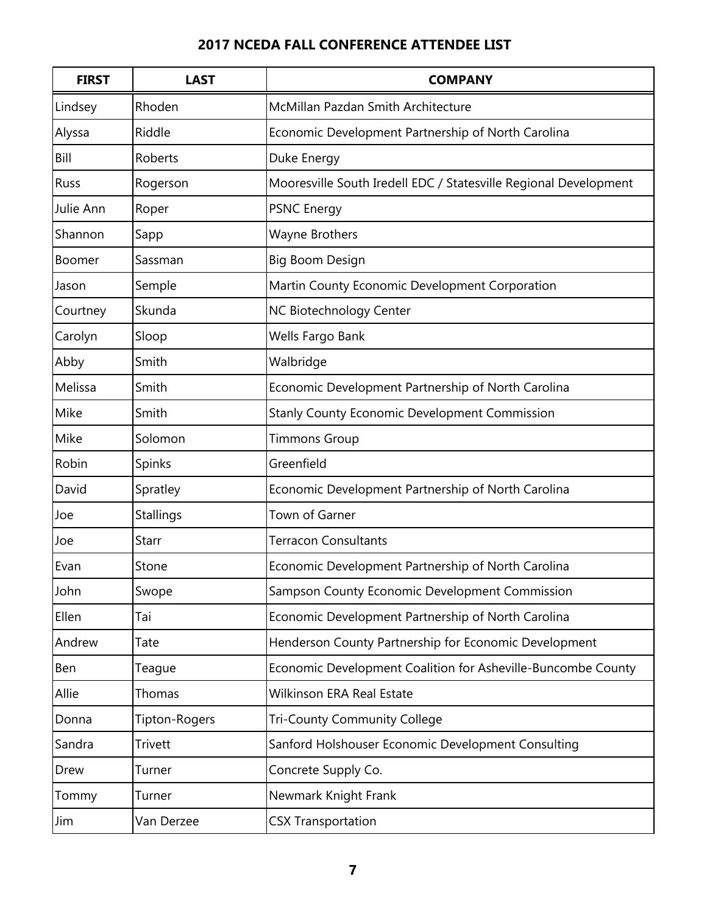## 2017 NCEDA FALL CONFERENCE ATTENDEE LIST

| FIRST | LAST | COMPANY |
|---|---|---|
| Lindsey | Rhoden | McMillan Pazdan Smith Architecture |
| Alyssa | Riddle | Economic Development Partnership of North Carolina |
| Bill | Roberts | Duke Energy |
| Russ | Rogerson | Mooresville South Iredell EDC / Statesville Regional Development |
| Julie Ann | Roper | PSNC Energy |
| Shannon | Sapp | Wayne Brothers |
| Boomer | Sassman | Big Boom Design |
| Jason | Semple | Martin County Economic Development Corporation |
| Courtney | Skunda | NC Biotechnology Center |
| Carolyn | Sloop | Wells Fargo Bank |
| Abby | Smith | Walbridge |
| Melissa | Smith | Economic Development Partnership of North Carolina |
| Mike | Smith | Stanly County Economic Development Commission |
| Mike | Solomon | Timmons Group |
| Robin | Spinks | Greenfield |
| David | Spratley | Economic Development Partnership of North Carolina |
| Joe | Stallings | Town of Garner |
| Joe | Starr | Terracon Consultants |
| Evan | Stone | Economic Development Partnership of North Carolina |
| John | Swope | Sampson County Economic Development Commission |
| Ellen | Tai | Economic Development Partnership of North Carolina |
| Andrew | Tate | Henderson County Partnership for Economic Development |
| Ben | Teague | Economic Development Coalition for Asheville-Buncombe County |
| Allie | Thomas | Wilkinson ERA Real Estate |
| Donna | Tipton-Rogers | Tri-County Community College |
| Sandra | Trivett | Sanford Holshouser Economic Development Consulting |
| Drew | Turner | Concrete Supply Co. |
| Tommy | Turner | Newmark Knight Frank |
| Jim | Van Derzee | CSX Transportation |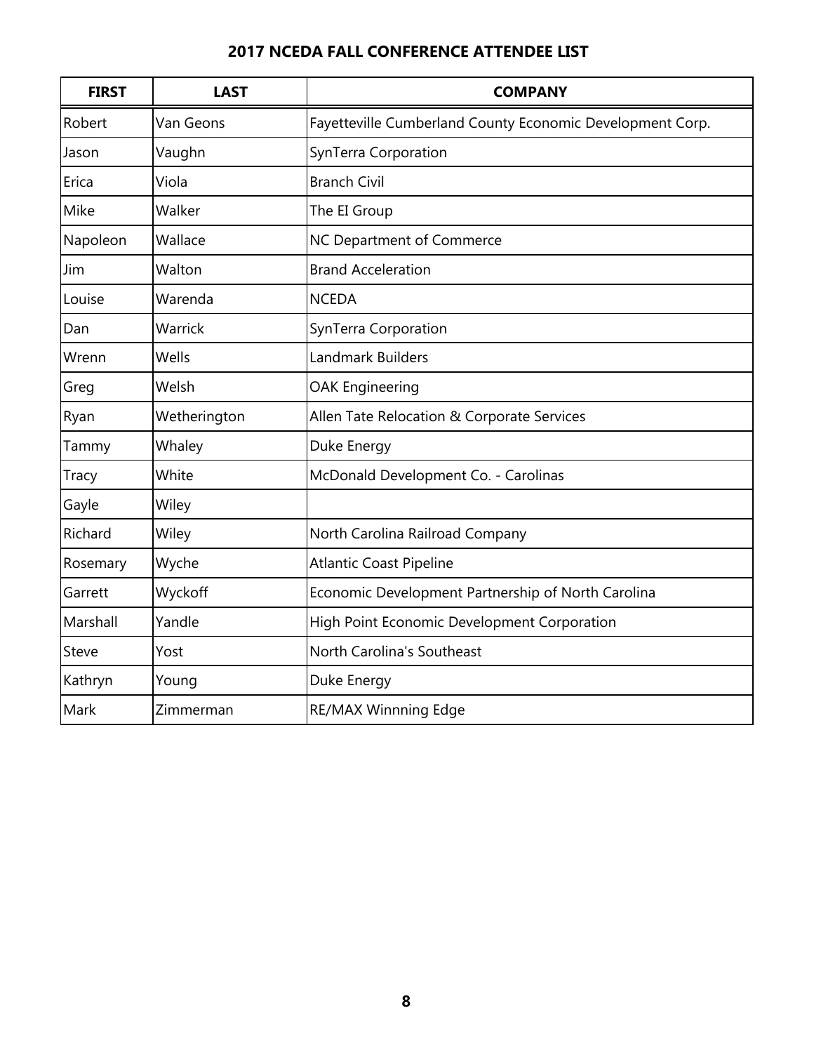## 2017 NCEDA FALL CONFERENCE ATTENDEE LIST

| FIRST | LAST | COMPANY |
|---|---|---|
| Robert | Van Geons | Fayetteville Cumberland County Economic Development Corp. |
| Jason | Vaughn | SynTerra Corporation |
| Erica | Viola | Branch Civil |
| Mike | Walker | The EI Group |
| Napoleon | Wallace | NC Department of Commerce |
| Jim | Walton | Brand Acceleration |
| Louise | Warenda | NCEDA |
| Dan | Warrick | SynTerra Corporation |
| Wrenn | Wells | Landmark Builders |
| Greg | Welsh | OAK Engineering |
| Ryan | Wetherington | Allen Tate Relocation & Corporate Services |
| Tammy | Whaley | Duke Energy |
| Tracy | White | McDonald Development Co. - Carolinas |
| Gayle | Wiley | |
| Richard | Wiley | North Carolina Railroad Company |
| Rosemary | Wyche | Atlantic Coast Pipeline |
| Garrett | Wyckoff | Economic Development Partnership of North Carolina |
| Marshall | Yandle | High Point Economic Development Corporation |
| Steve | Yost | North Carolina's Southeast |
| Kathryn | Young | Duke Energy |
| Mark | Zimmerman | RE/MAX Winnning Edge |